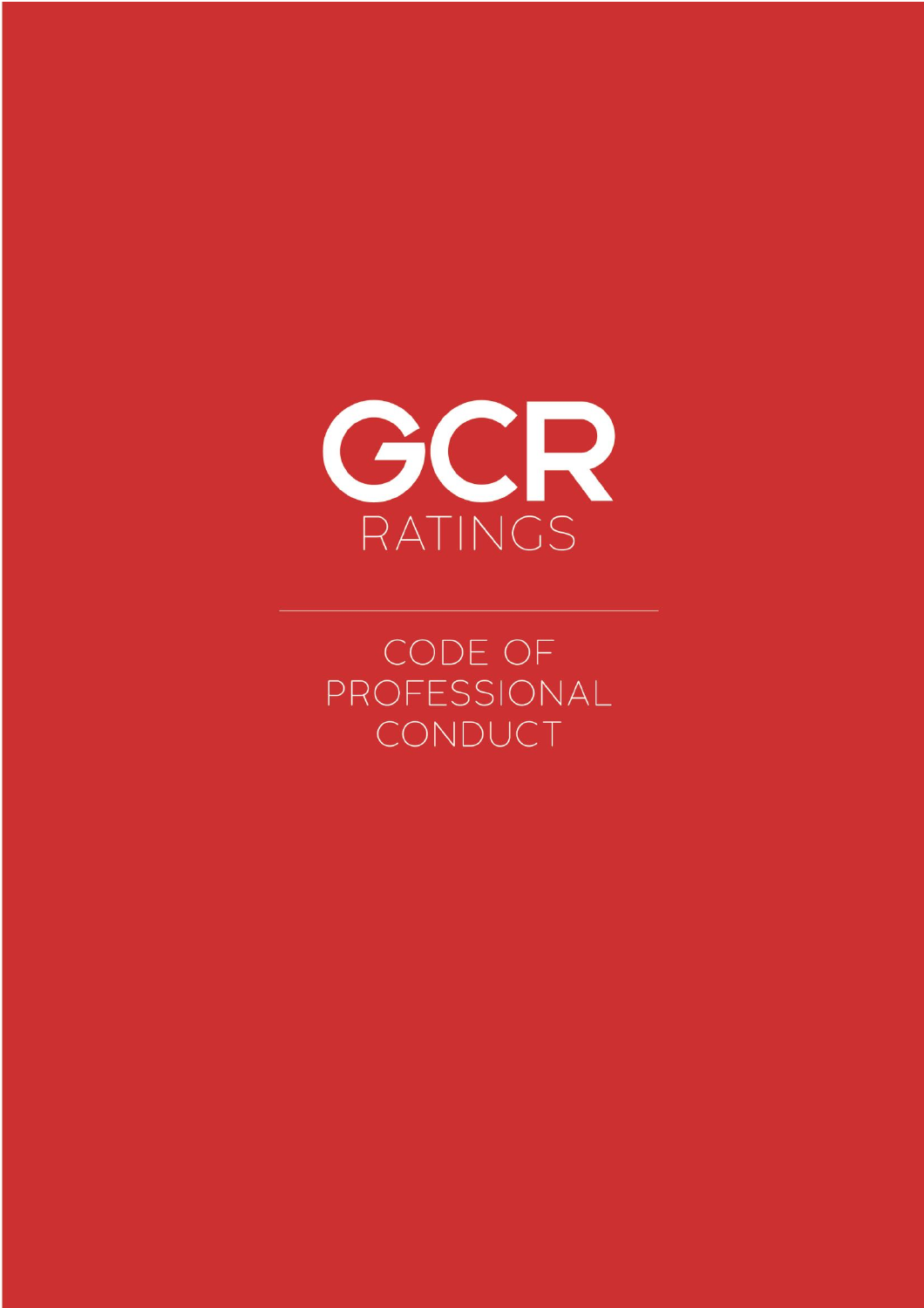# GCR

RATINGS

# CODE OF PROFESSIONAL CONDUCT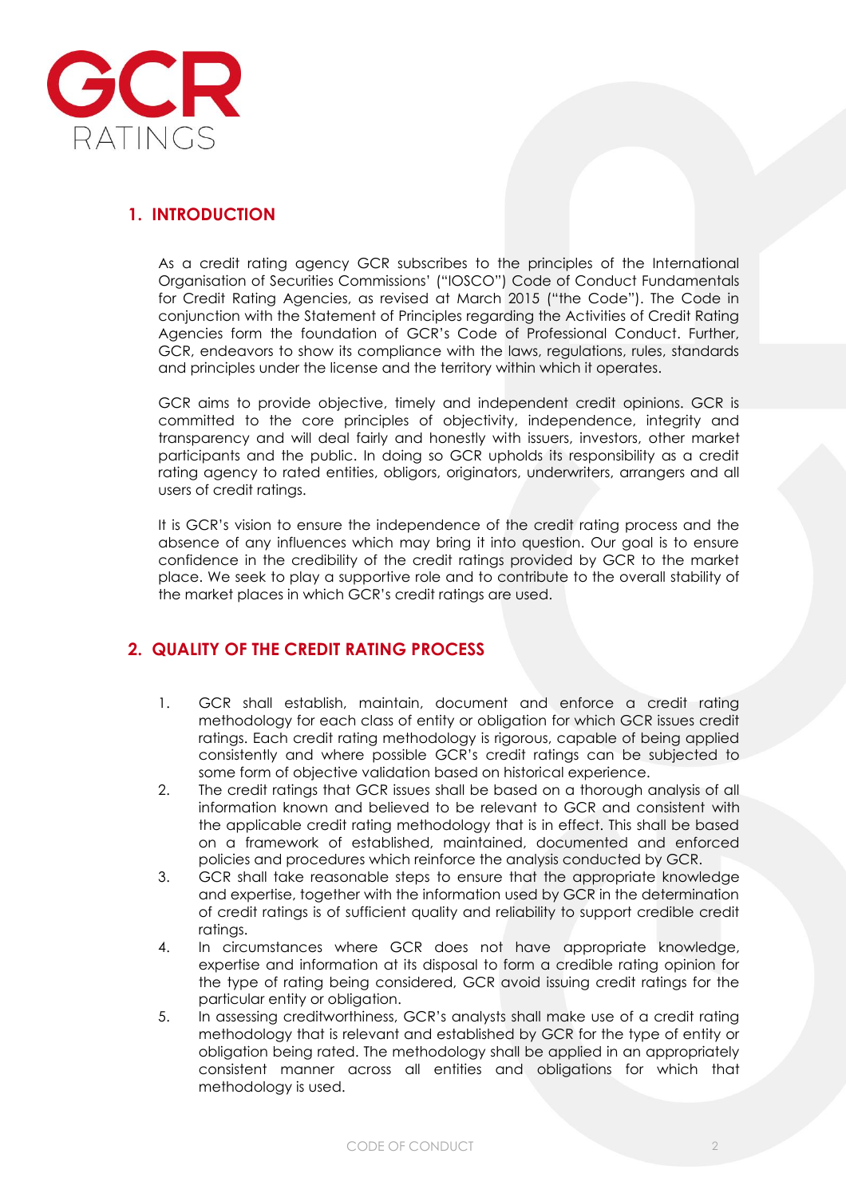## 1. INTRODUCTION

As a credit rating agency GCR subscribes to the principles of the International Organisation of Securities Commissions' ("IOSCO") Code of Conduct Fundamentals for Credit Rating Agencies, as revised at March 2015 ("the Code"). The Code in conjunction with the Statement of Principles regarding the Activities of Credit Rating Agencies form the foundation of GCR's Code of Professional Conduct. Further, GCR, endeavors to show its compliance with the laws, regulations, rules, standards and principles under the license and the territory within which it operates.

GCR aims to provide objective, timely and independent credit opinions. GCR is committed to the core principles of objectivity, independence, integrity and transparency and will deal fairly and honestly with issuers, investors, other market participants and the public. In doing so GCR upholds its responsibility as a credit rating agency to rated entities, obligors, originators, underwriters, arrangers and all users of credit ratings.

It is GCR's vision to ensure the independence of the credit rating process and the absence of any influences which may bring it into question. Our goal is to ensure confidence in the credibility of the credit ratings provided by GCR to the market place. We seek to play a supportive role and to contribute to the overall stability of the market places in which GCR's credit ratings are used.

## 2. QUALITY OF THE CREDIT RATING PROCESS

1. GCR shall establish, maintain, document and enforce a credit rating methodology for each class of entity or obligation for which GCR issues credit ratings. Each credit rating methodology is rigorous, capable of being applied consistently and where possible GCR's credit ratings can be subjected to some form of objective validation based on historical experience.
2. The credit ratings that GCR issues shall be based on a thorough analysis of all information known and believed to be relevant to GCR and consistent with the applicable credit rating methodology that is in effect. This shall be based on a framework of established, maintained, documented and enforced policies and procedures which reinforce the analysis conducted by GCR.
3. GCR shall take reasonable steps to ensure that the appropriate knowledge and expertise, together with the information used by GCR in the determination of credit ratings is of sufficient quality and reliability to support credible credit ratings.
4. In circumstances where GCR does not have appropriate knowledge, expertise and information at its disposal to form a credible rating opinion for the type of rating being considered, GCR avoid issuing credit ratings for the particular entity or obligation.
5. In assessing creditworthiness, GCR's analysts shall make use of a credit rating methodology that is relevant and established by GCR for the type of entity or obligation being rated. The methodology shall be applied in an appropriately consistent manner across all entities and obligations for which that methodology is used.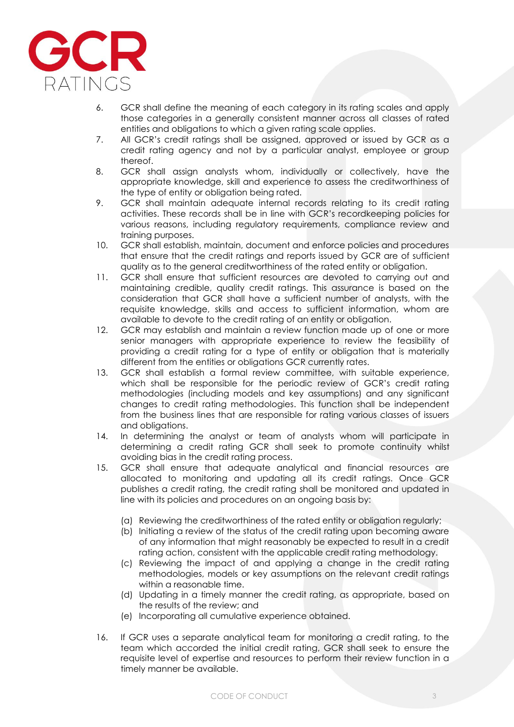6. GCR shall define the meaning of each category in its rating scales and apply those categories in a generally consistent manner across all classes of rated entities and obligations to which a given rating scale applies.
7. All GCR's credit ratings shall be assigned, approved or issued by GCR as a credit rating agency and not by a particular analyst, employee or group thereof.
8. GCR shall assign analysts whom, individually or collectively, have the appropriate knowledge, skill and experience to assess the creditworthiness of the type of entity or obligation being rated.
9. GCR shall maintain adequate internal records relating to its credit rating activities. These records shall be in line with GCR's recordkeeping policies for various reasons, including regulatory requirements, compliance review and training purposes.
10. GCR shall establish, maintain, document and enforce policies and procedures that ensure that the credit ratings and reports issued by GCR are of sufficient quality as to the general creditworthiness of the rated entity or obligation.
11. GCR shall ensure that sufficient resources are devoted to carrying out and maintaining credible, quality credit ratings. This assurance is based on the consideration that GCR shall have a sufficient number of analysts, with the requisite knowledge, skills and access to sufficient information, whom are available to devote to the credit rating of an entity or obligation.
12. GCR may establish and maintain a review function made up of one or more senior managers with appropriate experience to review the feasibility of providing a credit rating for a type of entity or obligation that is materially different from the entities or obligations GCR currently rates.
13. GCR shall establish a formal review committee, with suitable experience, which shall be responsible for the periodic review of GCR's credit rating methodologies (including models and key assumptions) and any significant changes to credit rating methodologies. This function shall be independent from the business lines that are responsible for rating various classes of issuers and obligations.
14. In determining the analyst or team of analysts whom will participate in determining a credit rating GCR shall seek to promote continuity whilst avoiding bias in the credit rating process.
15. GCR shall ensure that adequate analytical and financial resources are allocated to monitoring and updating all its credit ratings. Once GCR publishes a credit rating, the credit rating shall be monitored and updated in line with its policies and procedures on an ongoing basis by:

    (a) Reviewing the creditworthiness of the rated entity or obligation regularly;
    (b) Initiating a review of the status of the credit rating upon becoming aware of any information that might reasonably be expected to result in a credit rating action, consistent with the applicable credit rating methodology.
    (c) Reviewing the impact of and applying a change in the credit rating methodologies, models or key assumptions on the relevant credit ratings within a reasonable time.
    (d) Updating in a timely manner the credit rating, as appropriate, based on the results of the review; and
    (e) Incorporating all cumulative experience obtained.

16. If GCR uses a separate analytical team for monitoring a credit rating, to the team which accorded the initial credit rating, GCR shall seek to ensure the requisite level of expertise and resources to perform their review function in a timely manner be available.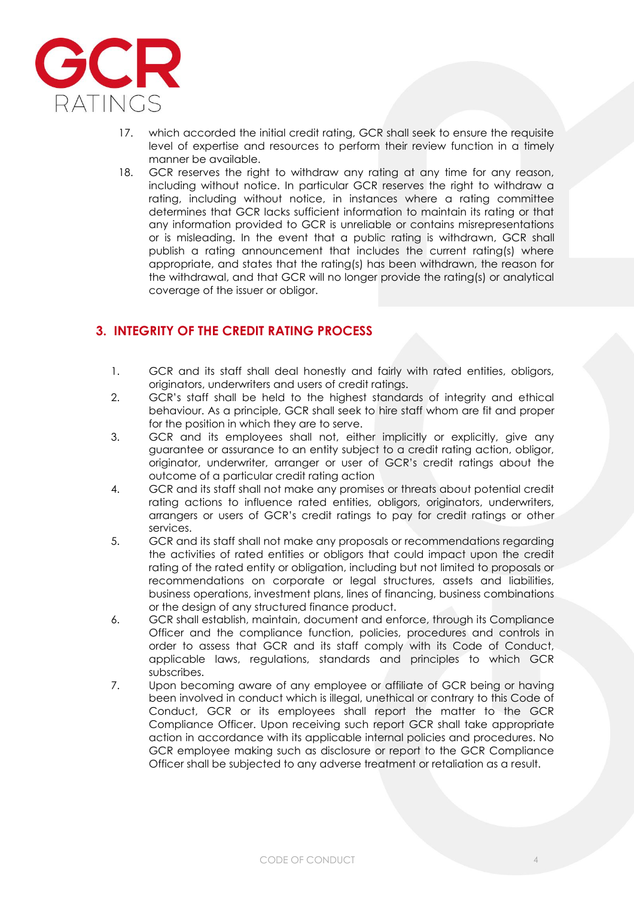17. which accorded the initial credit rating, GCR shall seek to ensure the requisite level of expertise and resources to perform their review function in a timely manner be available.
18. GCR reserves the right to withdraw any rating at any time for any reason, including without notice. In particular GCR reserves the right to withdraw a rating, including without notice, in instances where a rating committee determines that GCR lacks sufficient information to maintain its rating or that any information provided to GCR is unreliable or contains misrepresentations or is misleading. In the event that a public rating is withdrawn, GCR shall publish a rating announcement that includes the current rating(s) where appropriate, and states that the rating(s) has been withdrawn, the reason for the withdrawal, and that GCR will no longer provide the rating(s) or analytical coverage of the issuer or obligor.

## 3. INTEGRITY OF THE CREDIT RATING PROCESS

1. GCR and its staff shall deal honestly and fairly with rated entities, obligors, originators, underwriters and users of credit ratings.
2. GCR's staff shall be held to the highest standards of integrity and ethical behaviour. As a principle, GCR shall seek to hire staff whom are fit and proper for the position in which they are to serve.
3. GCR and its employees shall not, either implicitly or explicitly, give any guarantee or assurance to an entity subject to a credit rating action, obligor, originator, underwriter, arranger or user of GCR's credit ratings about the outcome of a particular credit rating action
4. GCR and its staff shall not make any promises or threats about potential credit rating actions to influence rated entities, obligors, originators, underwriters, arrangers or users of GCR's credit ratings to pay for credit ratings or other services.
5. GCR and its staff shall not make any proposals or recommendations regarding the activities of rated entities or obligors that could impact upon the credit rating of the rated entity or obligation, including but not limited to proposals or recommendations on corporate or legal structures, assets and liabilities, business operations, investment plans, lines of financing, business combinations or the design of any structured finance product.
6. GCR shall establish, maintain, document and enforce, through its Compliance Officer and the compliance function, policies, procedures and controls in order to assess that GCR and its staff comply with its Code of Conduct, applicable laws, regulations, standards and principles to which GCR subscribes.
7. Upon becoming aware of any employee or affiliate of GCR being or having been involved in conduct which is illegal, unethical or contrary to this Code of Conduct, GCR or its employees shall report the matter to the GCR Compliance Officer. Upon receiving such report GCR shall take appropriate action in accordance with its applicable internal policies and procedures. No GCR employee making such as disclosure or report to the GCR Compliance Officer shall be subjected to any adverse treatment or retaliation as a result.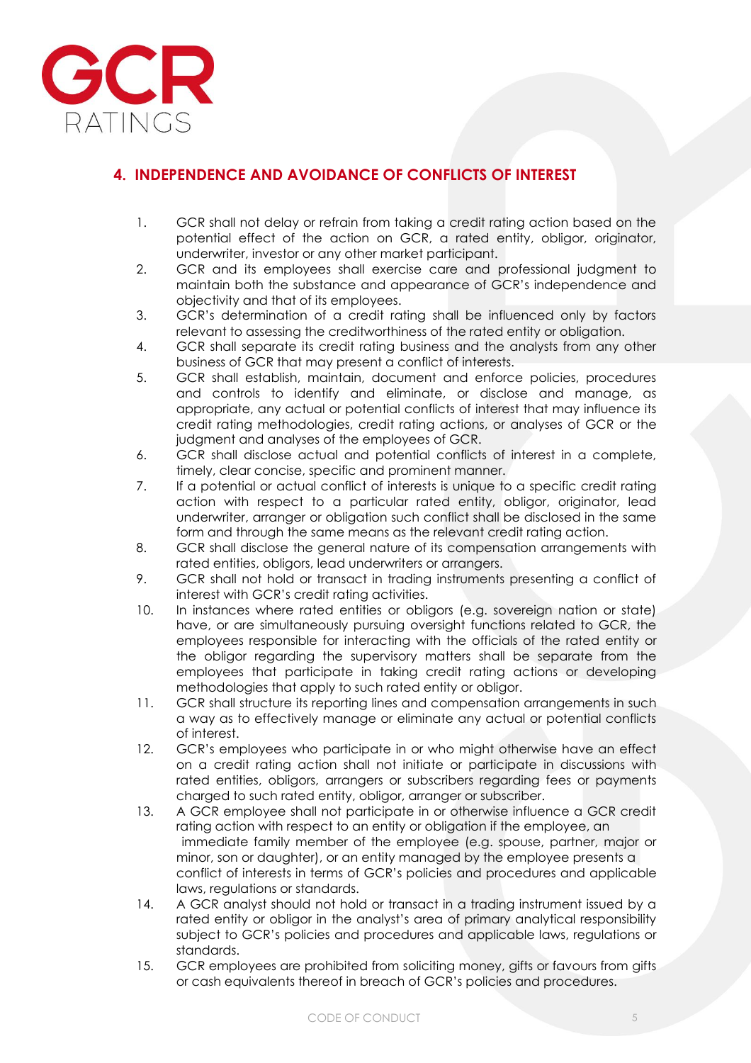## 4. INDEPENDENCE AND AVOIDANCE OF CONFLICTS OF INTEREST

1. GCR shall not delay or refrain from taking a credit rating action based on the potential effect of the action on GCR, a rated entity, obligor, originator, underwriter, investor or any other market participant.
2. GCR and its employees shall exercise care and professional judgment to maintain both the substance and appearance of GCR's independence and objectivity and that of its employees.
3. GCR's determination of a credit rating shall be influenced only by factors relevant to assessing the creditworthiness of the rated entity or obligation.
4. GCR shall separate its credit rating business and the analysts from any other business of GCR that may present a conflict of interests.
5. GCR shall establish, maintain, document and enforce policies, procedures and controls to identify and eliminate, or disclose and manage, as appropriate, any actual or potential conflicts of interest that may influence its credit rating methodologies, credit rating actions, or analyses of GCR or the judgment and analyses of the employees of GCR.
6. GCR shall disclose actual and potential conflicts of interest in a complete, timely, clear concise, specific and prominent manner.
7. If a potential or actual conflict of interests is unique to a specific credit rating action with respect to a particular rated entity, obligor, originator, lead underwriter, arranger or obligation such conflict shall be disclosed in the same form and through the same means as the relevant credit rating action.
8. GCR shall disclose the general nature of its compensation arrangements with rated entities, obligors, lead underwriters or arrangers.
9. GCR shall not hold or transact in trading instruments presenting a conflict of interest with GCR's credit rating activities.
10. In instances where rated entities or obligors (e.g. sovereign nation or state) have, or are simultaneously pursuing oversight functions related to GCR, the employees responsible for interacting with the officials of the rated entity or the obligor regarding the supervisory matters shall be separate from the employees that participate in taking credit rating actions or developing methodologies that apply to such rated entity or obligor.
11. GCR shall structure its reporting lines and compensation arrangements in such a way as to effectively manage or eliminate any actual or potential conflicts of interest.
12. GCR's employees who participate in or who might otherwise have an effect on a credit rating action shall not initiate or participate in discussions with rated entities, obligors, arrangers or subscribers regarding fees or payments charged to such rated entity, obligor, arranger or subscriber.
13. A GCR employee shall not participate in or otherwise influence a GCR credit rating action with respect to an entity or obligation if the employee, an immediate family member of the employee (e.g. spouse, partner, major or minor, son or daughter), or an entity managed by the employee presents a conflict of interests in terms of GCR's policies and procedures and applicable laws, regulations or standards.
14. A GCR analyst should not hold or transact in a trading instrument issued by a rated entity or obligor in the analyst's area of primary analytical responsibility subject to GCR's policies and procedures and applicable laws, regulations or standards.
15. GCR employees are prohibited from soliciting money, gifts or favours from gifts or cash equivalents thereof in breach of GCR's policies and procedures.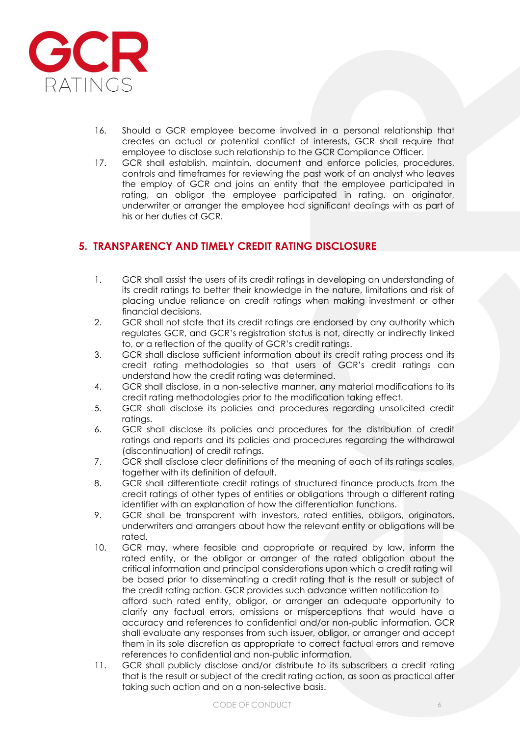16. Should a GCR employee become involved in a personal relationship that creates an actual or potential conflict of interests, GCR shall require that employee to disclose such relationship to the GCR Compliance Officer.
17. GCR shall establish, maintain, document and enforce policies, procedures, controls and timeframes for reviewing the past work of an analyst who leaves the employ of GCR and joins an entity that the employee participated in rating, an obligor the employee participated in rating, an originator, underwriter or arranger the employee had significant dealings with as part of his or her duties at GCR.

## 5. TRANSPARENCY AND TIMELY CREDIT RATING DISCLOSURE

1. GCR shall assist the users of its credit ratings in developing an understanding of its credit ratings to better their knowledge in the nature, limitations and risk of placing undue reliance on credit ratings when making investment or other financial decisions.
2. GCR shall not state that its credit ratings are endorsed by any authority which regulates GCR, and GCR's registration status is not, directly or indirectly linked to, or a reflection of the quality of GCR's credit ratings.
3. GCR shall disclose sufficient information about its credit rating process and its credit rating methodologies so that users of GCR's credit ratings can understand how the credit rating was determined.
4. GCR shall disclose, in a non-selective manner, any material modifications to its credit rating methodologies prior to the modification taking effect.
5. GCR shall disclose its policies and procedures regarding unsolicited credit ratings.
6. GCR shall disclose its policies and procedures for the distribution of credit ratings and reports and its policies and procedures regarding the withdrawal (discontinuation) of credit ratings.
7. GCR shall disclose clear definitions of the meaning of each of its ratings scales, together with its definition of default.
8. GCR shall differentiate credit ratings of structured finance products from the credit ratings of other types of entities or obligations through a different rating identifier with an explanation of how the differentiation functions.
9. GCR shall be transparent with investors, rated entities, obligors, originators, underwriters and arrangers about how the relevant entity or obligations will be rated.
10. GCR may, where feasible and appropriate or required by law, inform the rated entity, or the obligor or arranger of the rated obligation about the critical information and principal considerations upon which a credit rating will be based prior to disseminating a credit rating that is the result or subject of the credit rating action. GCR provides such advance written notification to afford such rated entity, obligor, or arranger an adequate opportunity to clarify any factual errors, omissions or misperceptions that would have a accuracy and references to confidential and/or non-public information. GCR shall evaluate any responses from such issuer, obligor, or arranger and accept them in its sole discretion as appropriate to correct factual errors and remove references to confidential and non-public information.
11. GCR shall publicly disclose and/or distribute to its subscribers a credit rating that is the result or subject of the credit rating action, as soon as practical after taking such action and on a non-selective basis.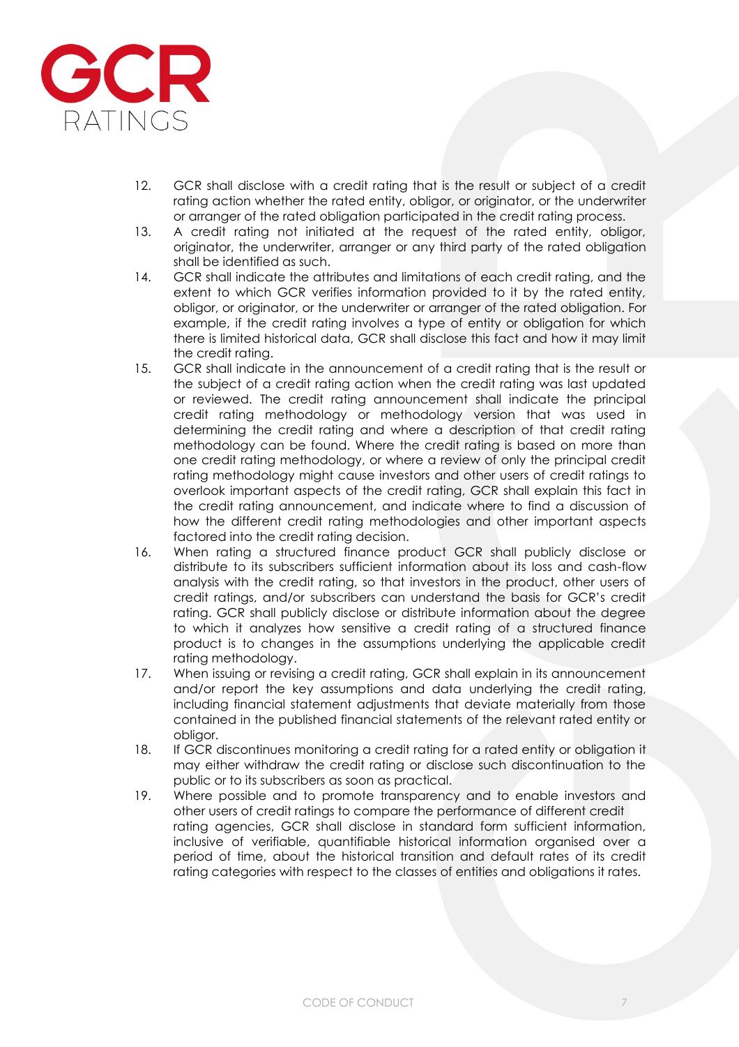12. GCR shall disclose with a credit rating that is the result or subject of a credit rating action whether the rated entity, obligor, or originator, or the underwriter or arranger of the rated obligation participated in the credit rating process.
13. A credit rating not initiated at the request of the rated entity, obligor, originator, the underwriter, arranger or any third party of the rated obligation shall be identified as such.
14. GCR shall indicate the attributes and limitations of each credit rating, and the extent to which GCR verifies information provided to it by the rated entity, obligor, or originator, or the underwriter or arranger of the rated obligation. For example, if the credit rating involves a type of entity or obligation for which there is limited historical data, GCR shall disclose this fact and how it may limit the credit rating.
15. GCR shall indicate in the announcement of a credit rating that is the result or the subject of a credit rating action when the credit rating was last updated or reviewed. The credit rating announcement shall indicate the principal credit rating methodology or methodology version that was used in determining the credit rating and where a description of that credit rating methodology can be found. Where the credit rating is based on more than one credit rating methodology, or where a review of only the principal credit rating methodology might cause investors and other users of credit ratings to overlook important aspects of the credit rating, GCR shall explain this fact in the credit rating announcement, and indicate where to find a discussion of how the different credit rating methodologies and other important aspects factored into the credit rating decision.
16. When rating a structured finance product GCR shall publicly disclose or distribute to its subscribers sufficient information about its loss and cash-flow analysis with the credit rating, so that investors in the product, other users of credit ratings, and/or subscribers can understand the basis for GCR's credit rating. GCR shall publicly disclose or distribute information about the degree to which it analyzes how sensitive a credit rating of a structured finance product is to changes in the assumptions underlying the applicable credit rating methodology.
17. When issuing or revising a credit rating, GCR shall explain in its announcement and/or report the key assumptions and data underlying the credit rating, including financial statement adjustments that deviate materially from those contained in the published financial statements of the relevant rated entity or obligor.
18. If GCR discontinues monitoring a credit rating for a rated entity or obligation it may either withdraw the credit rating or disclose such discontinuation to the public or to its subscribers as soon as practical.
19. Where possible and to promote transparency and to enable investors and other users of credit ratings to compare the performance of different credit rating agencies, GCR shall disclose in standard form sufficient information, inclusive of verifiable, quantifiable historical information organised over a period of time, about the historical transition and default rates of its credit rating categories with respect to the classes of entities and obligations it rates.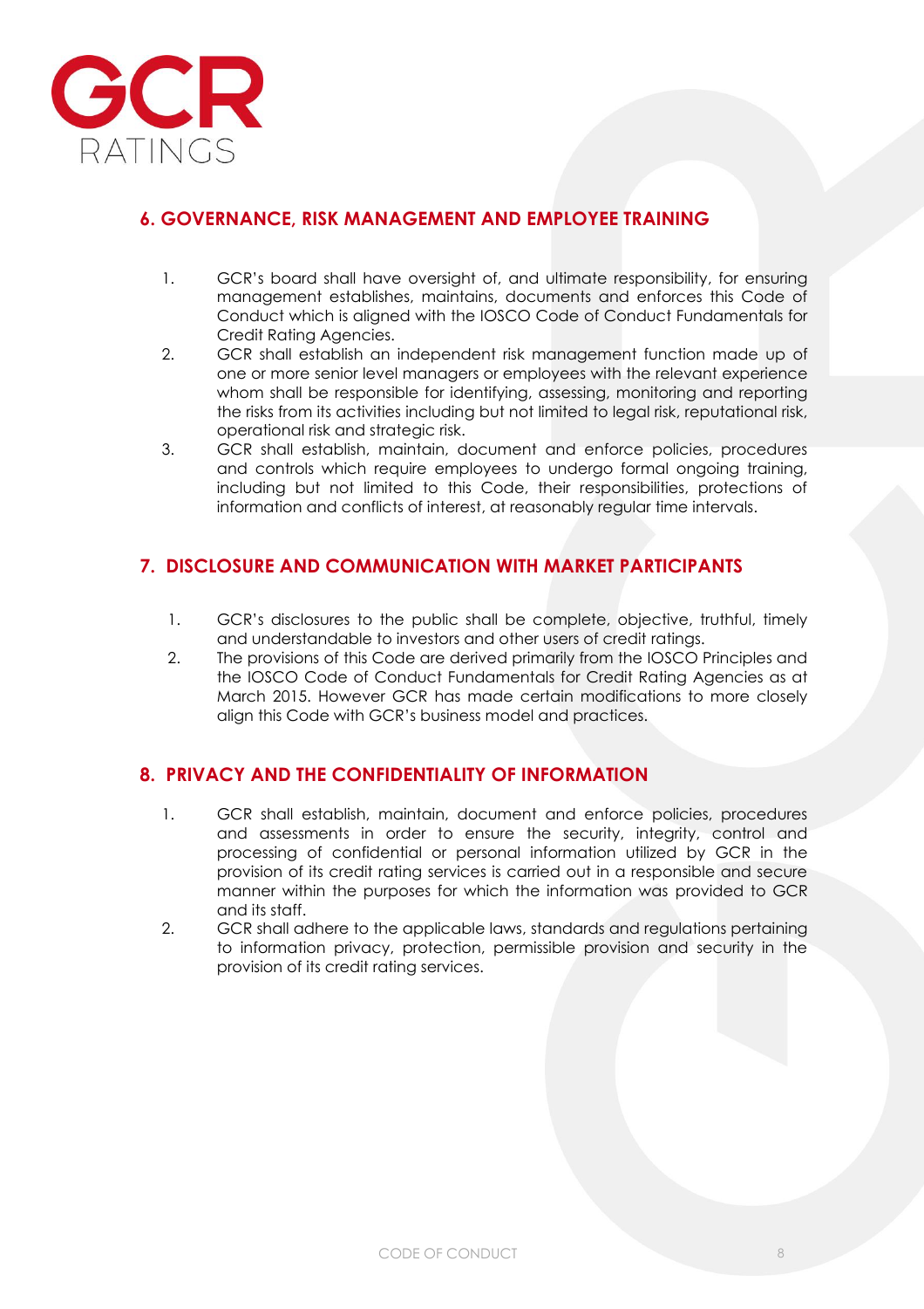## 6. GOVERNANCE, RISK MANAGEMENT AND EMPLOYEE TRAINING

1. GCR's board shall have oversight of, and ultimate responsibility, for ensuring management establishes, maintains, documents and enforces this Code of Conduct which is aligned with the IOSCO Code of Conduct Fundamentals for Credit Rating Agencies.
2. GCR shall establish an independent risk management function made up of one or more senior level managers or employees with the relevant experience whom shall be responsible for identifying, assessing, monitoring and reporting the risks from its activities including but not limited to legal risk, reputational risk, operational risk and strategic risk.
3. GCR shall establish, maintain, document and enforce policies, procedures and controls which require employees to undergo formal ongoing training, including but not limited to this Code, their responsibilities, protections of information and conflicts of interest, at reasonably regular time intervals.

## 7. DISCLOSURE AND COMMUNICATION WITH MARKET PARTICIPANTS

1. GCR's disclosures to the public shall be complete, objective, truthful, timely and understandable to investors and other users of credit ratings.
2. The provisions of this Code are derived primarily from the IOSCO Principles and the IOSCO Code of Conduct Fundamentals for Credit Rating Agencies as at March 2015. However GCR has made certain modifications to more closely align this Code with GCR's business model and practices.

## 8. PRIVACY AND THE CONFIDENTIALITY OF INFORMATION

1. GCR shall establish, maintain, document and enforce policies, procedures and assessments in order to ensure the security, integrity, control and processing of confidential or personal information utilized by GCR in the provision of its credit rating services is carried out in a responsible and secure manner within the purposes for which the information was provided to GCR and its staff.
2. GCR shall adhere to the applicable laws, standards and regulations pertaining to information privacy, protection, permissible provision and security in the provision of its credit rating services.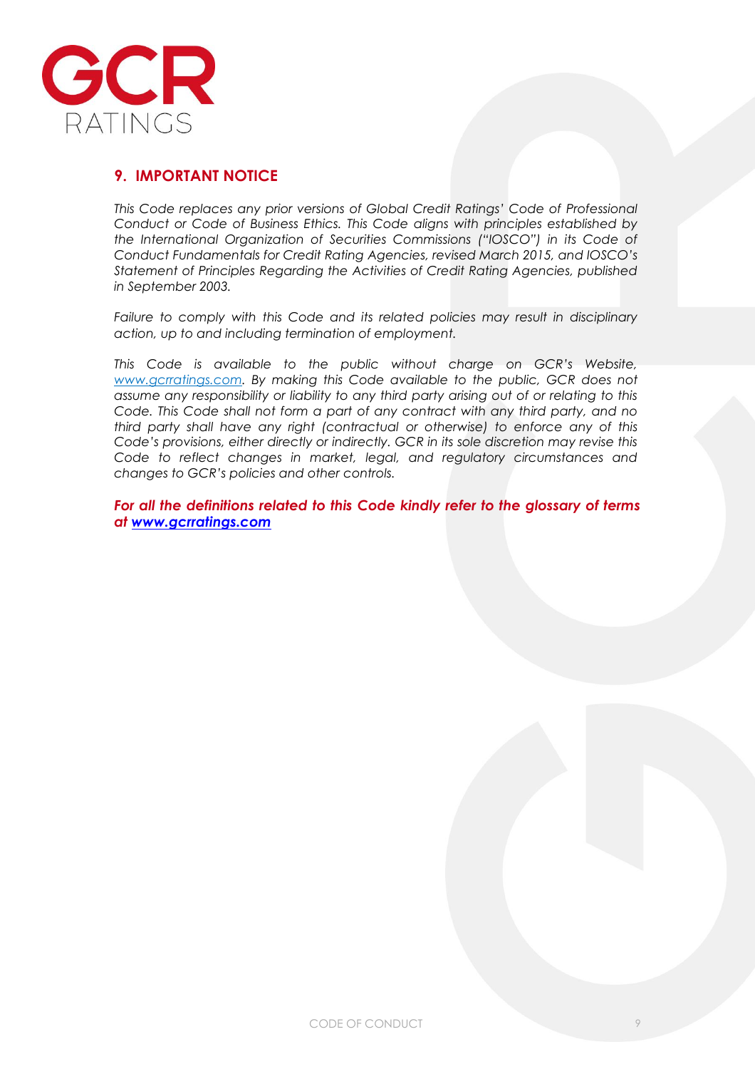## 9. IMPORTANT NOTICE

*This Code replaces any prior versions of Global Credit Ratings' Code of Professional Conduct or Code of Business Ethics. This Code aligns with principles established by the International Organization of Securities Commissions ("IOSCO") in its Code of Conduct Fundamentals for Credit Rating Agencies, revised March 2015, and IOSCO's Statement of Principles Regarding the Activities of Credit Rating Agencies, published in September 2003.*

*Failure to comply with this Code and its related policies may result in disciplinary action, up to and including termination of employment.*

*This Code is available to the public without charge on GCR's Website, [www.gcrratings.com](http://www.gcrratings.com). By making this Code available to the public, GCR does not assume any responsibility or liability to any third party arising out of or relating to this Code. This Code shall not form a part of any contract with any third party, and no third party shall have any right (contractual or otherwise) to enforce any of this Code's provisions, either directly or indirectly. GCR in its sole discretion may revise this Code to reflect changes in market, legal, and regulatory circumstances and changes to GCR's policies and other controls.*

***For all the definitions related to this Code kindly refer to the glossary of terms at [www.gcrratings.com](http://www.gcrratings.com)***